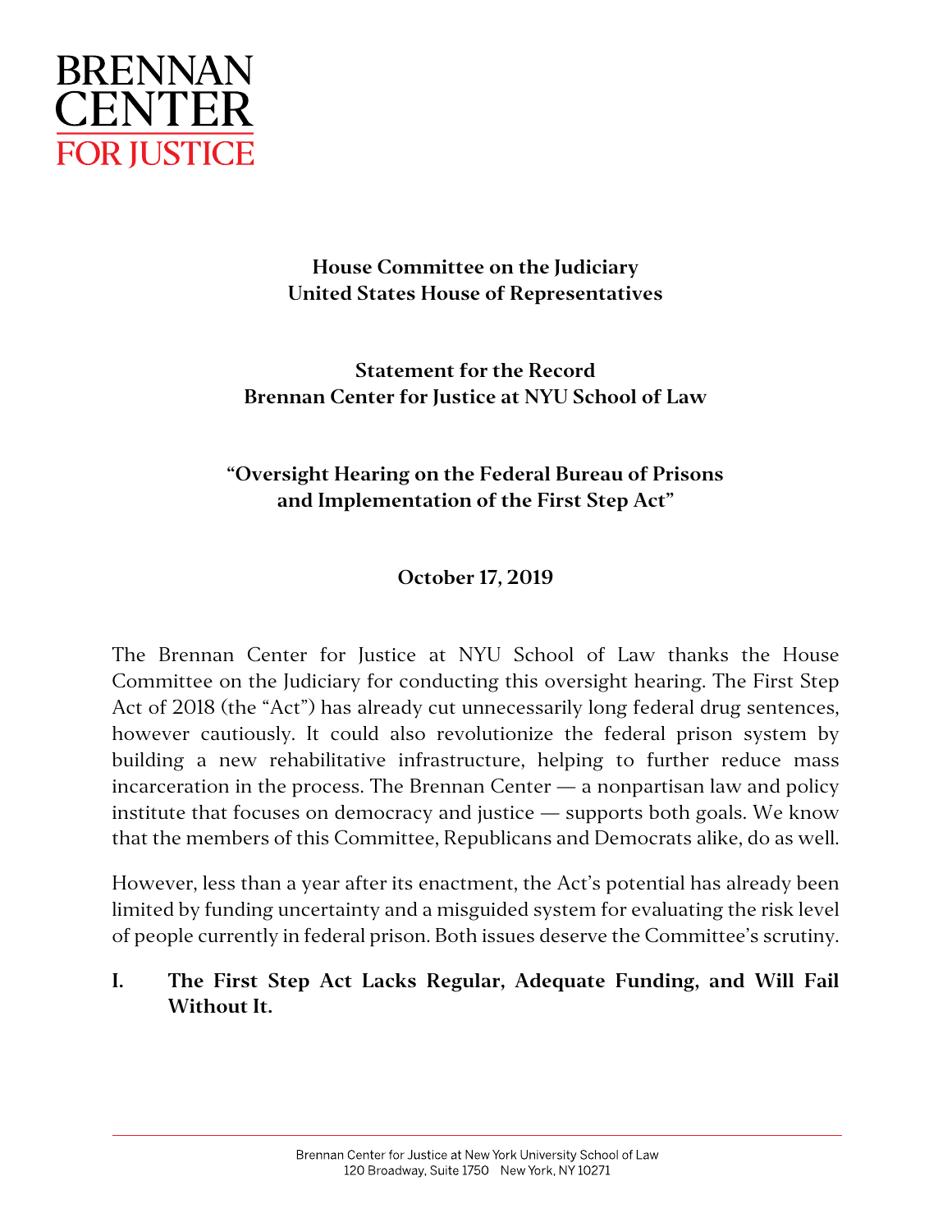BRENNAN CENTER FOR JUSTICE

**House Committee on the Judiciary**
**United States House of Representatives**

**Statement for the Record**
**Brennan Center for Justice at NYU School of Law**

**"Oversight Hearing on the Federal Bureau of Prisons and Implementation of the First Step Act"**

**October 17, 2019**

The Brennan Center for Justice at NYU School of Law thanks the House Committee on the Judiciary for conducting this oversight hearing. The First Step Act of 2018 (the "Act") has already cut unnecessarily long federal drug sentences, however cautiously. It could also revolutionize the federal prison system by building a new rehabilitative infrastructure, helping to further reduce mass incarceration in the process. The Brennan Center — a nonpartisan law and policy institute that focuses on democracy and justice — supports both goals. We know that the members of this Committee, Republicans and Democrats alike, do as well.

However, less than a year after its enactment, the Act's potential has already been limited by funding uncertainty and a misguided system for evaluating the risk level of people currently in federal prison. Both issues deserve the Committee's scrutiny.

## I. The First Step Act Lacks Regular, Adequate Funding, and Will Fail Without It.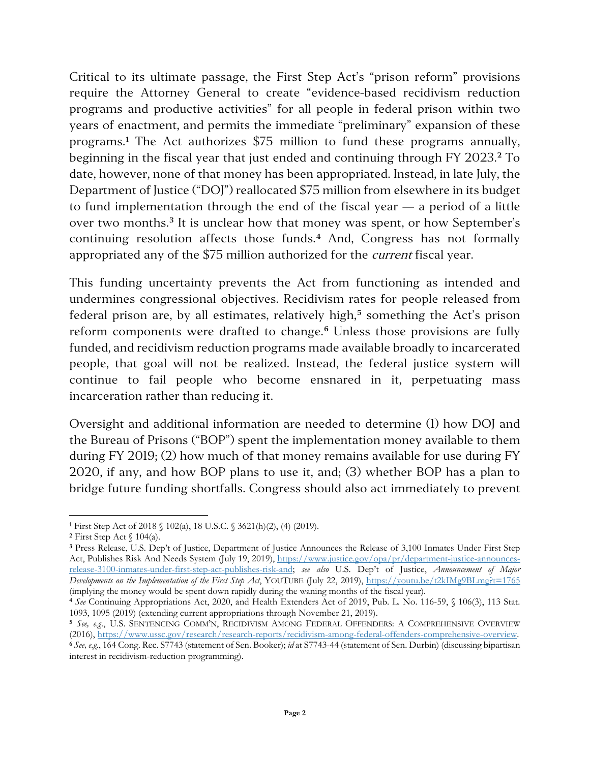Critical to its ultimate passage, the First Step Act's "prison reform" provisions require the Attorney General to create "evidence-based recidivism reduction programs and productive activities" for all people in federal prison within two years of enactment, and permits the immediate "preliminary" expansion of these programs.[1] The Act authorizes $75 million to fund these programs annually, beginning in the fiscal year that just ended and continuing through FY 2023.[2] To date, however, none of that money has been appropriated. Instead, in late July, the Department of Justice ("DOJ") reallocated $75 million from elsewhere in its budget to fund implementation through the end of the fiscal year — a period of a little over two months.[3] It is unclear how that money was spent, or how September's continuing resolution affects those funds.[4] And, Congress has not formally appropriated any of the $75 million authorized for the *current* fiscal year.

This funding uncertainty prevents the Act from functioning as intended and undermines congressional objectives. Recidivism rates for people released from federal prison are, by all estimates, relatively high,[5] something the Act's prison reform components were drafted to change.[6] Unless those provisions are fully funded, and recidivism reduction programs made available broadly to incarcerated people, that goal will not be realized. Instead, the federal justice system will continue to fail people who become ensnared in it, perpetuating mass incarceration rather than reducing it.

Oversight and additional information are needed to determine (1) how DOJ and the Bureau of Prisons ("BOP") spent the implementation money available to them during FY 2019; (2) how much of that money remains available for use during FY 2020, if any, and how BOP plans to use it, and; (3) whether BOP has a plan to bridge future funding shortfalls. Congress should also act immediately to prevent

---

[1] First Step Act of 2018 § 102(a), 18 U.S.C. § 3621(h)(2), (4) (2019).

[2] First Step Act § 104(a).

[3] Press Release, U.S. Dep't of Justice, Department of Justice Announces the Release of 3,100 Inmates Under First Step Act, Publishes Risk And Needs System (July 19, 2019), https://www.justice.gov/opa/pr/department-justice-announces-release-3100-inmates-under-first-step-act-publishes-risk-and; *see also* U.S. Dep't of Justice, *Announcement of Major Developments on the Implementation of the First Step Act*, YOUTUBE (July 22, 2019), https://youtu.be/t2kIMg9BLmg?t=1765 (implying the money would be spent down rapidly during the waning months of the fiscal year).

[4] *See* Continuing Appropriations Act, 2020, and Health Extenders Act of 2019, Pub. L. No. 116-59, § 106(3), 113 Stat. 1093, 1095 (2019) (extending current appropriations through November 21, 2019).

[5] *See, e.g.*, U.S. SENTENCING COMM'N, RECIDIVISM AMONG FEDERAL OFFENDERS: A COMPREHENSIVE OVERVIEW (2016), https://www.ussc.gov/research/research-reports/recidivism-among-federal-offenders-comprehensive-overview.

[6] *See, e.g.*, 164 Cong. Rec. S7743 (statement of Sen. Booker); *id* at S7743-44 (statement of Sen. Durbin) (discussing bipartisan interest in recidivism-reduction programming).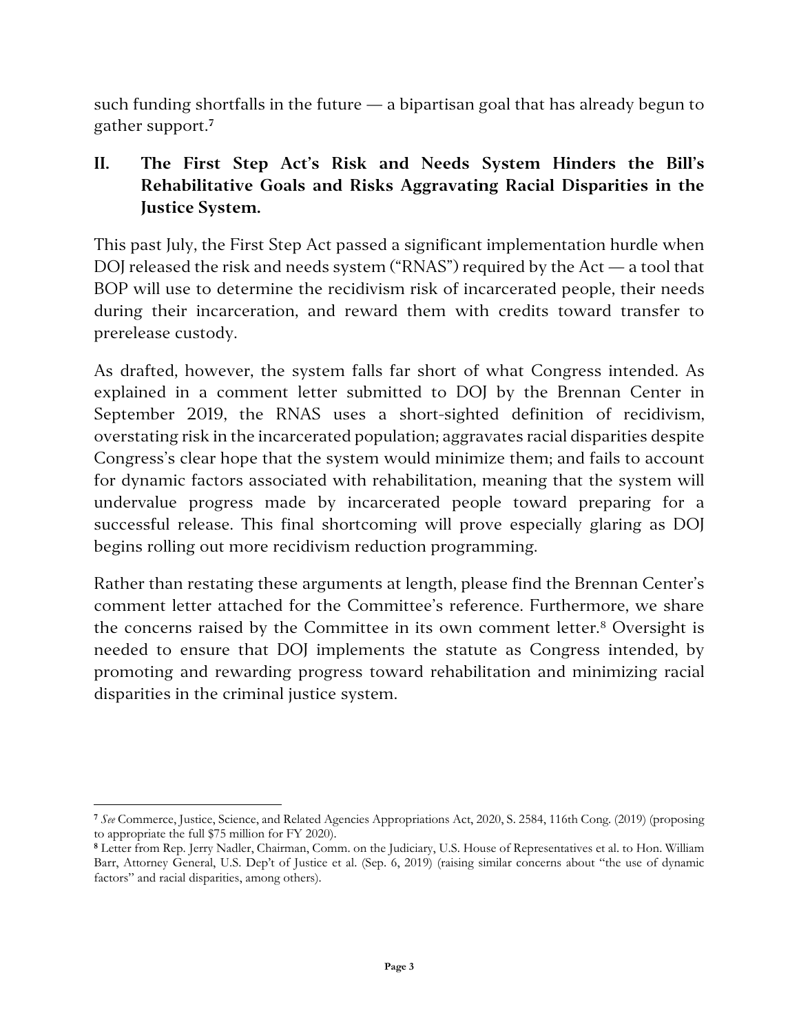such funding shortfalls in the future — a bipartisan goal that has already begun to gather support.[7]

## II. The First Step Act's Risk and Needs System Hinders the Bill's Rehabilitative Goals and Risks Aggravating Racial Disparities in the Justice System.

This past July, the First Step Act passed a significant implementation hurdle when DOJ released the risk and needs system ("RNAS") required by the Act — a tool that BOP will use to determine the recidivism risk of incarcerated people, their needs during their incarceration, and reward them with credits toward transfer to prerelease custody.

As drafted, however, the system falls far short of what Congress intended. As explained in a comment letter submitted to DOJ by the Brennan Center in September 2019, the RNAS uses a short-sighted definition of recidivism, overstating risk in the incarcerated population; aggravates racial disparities despite Congress's clear hope that the system would minimize them; and fails to account for dynamic factors associated with rehabilitation, meaning that the system will undervalue progress made by incarcerated people toward preparing for a successful release. This final shortcoming will prove especially glaring as DOJ begins rolling out more recidivism reduction programming.

Rather than restating these arguments at length, please find the Brennan Center's comment letter attached for the Committee's reference. Furthermore, we share the concerns raised by the Committee in its own comment letter.[8] Oversight is needed to ensure that DOJ implements the statute as Congress intended, by promoting and rewarding progress toward rehabilitation and minimizing racial disparities in the criminal justice system.

---

[7] *See* Commerce, Justice, Science, and Related Agencies Appropriations Act, 2020, S. 2584, 116th Cong. (2019) (proposing to appropriate the full $75 million for FY 2020).

[8] Letter from Rep. Jerry Nadler, Chairman, Comm. on the Judiciary, U.S. House of Representatives et al. to Hon. William Barr, Attorney General, U.S. Dep't of Justice et al. (Sep. 6, 2019) (raising similar concerns about "the use of dynamic factors" and racial disparities, among others).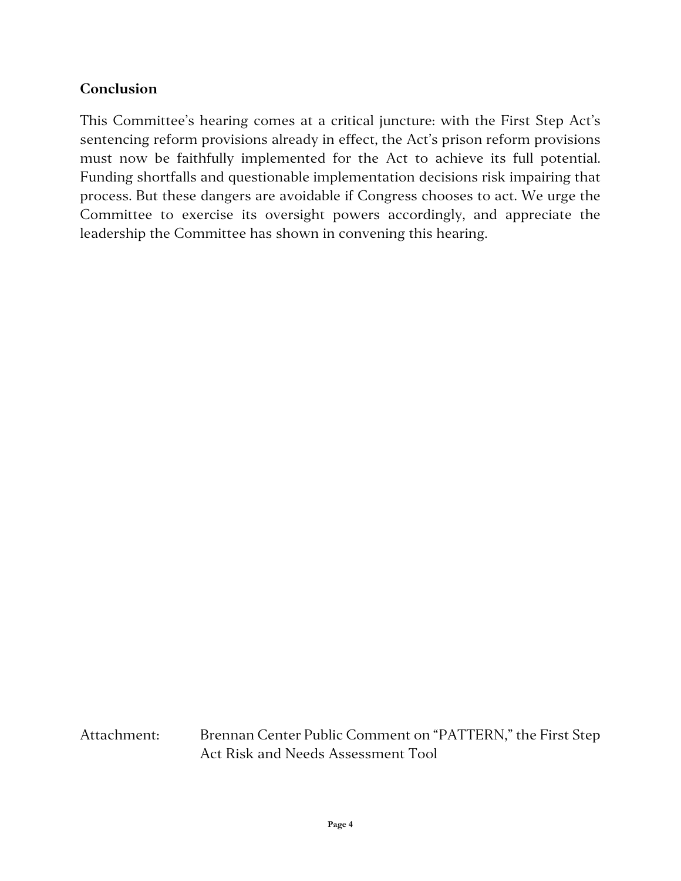## Conclusion

This Committee's hearing comes at a critical juncture: with the First Step Act's sentencing reform provisions already in effect, the Act's prison reform provisions must now be faithfully implemented for the Act to achieve its full potential. Funding shortfalls and questionable implementation decisions risk impairing that process. But these dangers are avoidable if Congress chooses to act. We urge the Committee to exercise its oversight powers accordingly, and appreciate the leadership the Committee has shown in convening this hearing.

Attachment: Brennan Center Public Comment on "PATTERN," the First Step Act Risk and Needs Assessment Tool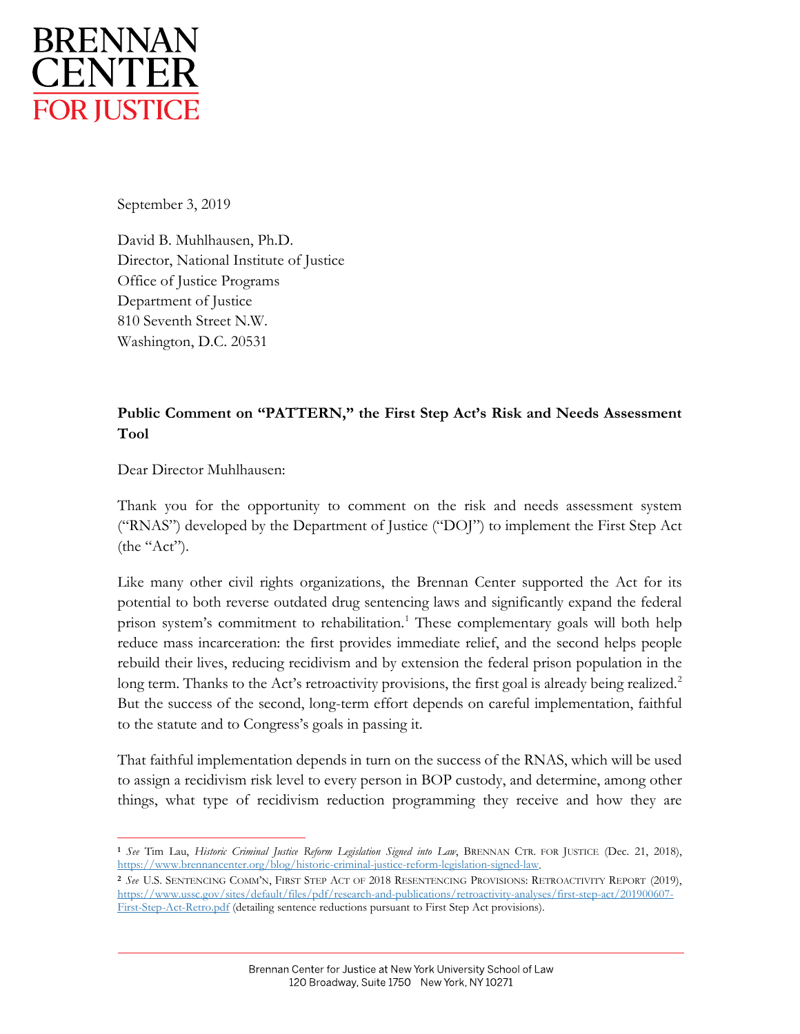BRENNAN CENTER FOR JUSTICE

September 3, 2019

David B. Muhlhausen, Ph.D.
Director, National Institute of Justice
Office of Justice Programs
Department of Justice
810 Seventh Street N.W.
Washington, D.C. 20531

**Public Comment on "PATTERN," the First Step Act's Risk and Needs Assessment Tool**

Dear Director Muhlhausen:

Thank you for the opportunity to comment on the risk and needs assessment system ("RNAS") developed by the Department of Justice ("DOJ") to implement the First Step Act (the "Act").

Like many other civil rights organizations, the Brennan Center supported the Act for its potential to both reverse outdated drug sentencing laws and significantly expand the federal prison system's commitment to rehabilitation.[1] These complementary goals will both help reduce mass incarceration: the first provides immediate relief, and the second helps people rebuild their lives, reducing recidivism and by extension the federal prison population in the long term. Thanks to the Act's retroactivity provisions, the first goal is already being realized.[2] But the success of the second, long-term effort depends on careful implementation, faithful to the statute and to Congress's goals in passing it.

That faithful implementation depends in turn on the success of the RNAS, which will be used to assign a recidivism risk level to every person in BOP custody, and determine, among other things, what type of recidivism reduction programming they receive and how they are

---

[1] *See* Tim Lau, *Historic Criminal Justice Reform Legislation Signed into Law*, BRENNAN CTR. FOR JUSTICE (Dec. 21, 2018), https://www.brennancenter.org/blog/historic-criminal-justice-reform-legislation-signed-law.

[2] *See* U.S. SENTENCING COMM'N, FIRST STEP ACT OF 2018 RESENTENCING PROVISIONS: RETROACTIVITY REPORT (2019), https://www.ussc.gov/sites/default/files/pdf/research-and-publications/retroactivity-analyses/first-step-act/201900607-First-Step-Act-Retro.pdf (detailing sentence reductions pursuant to First Step Act provisions).

Brennan Center for Justice at New York University School of Law
120 Broadway, Suite 1750 New York, NY 10271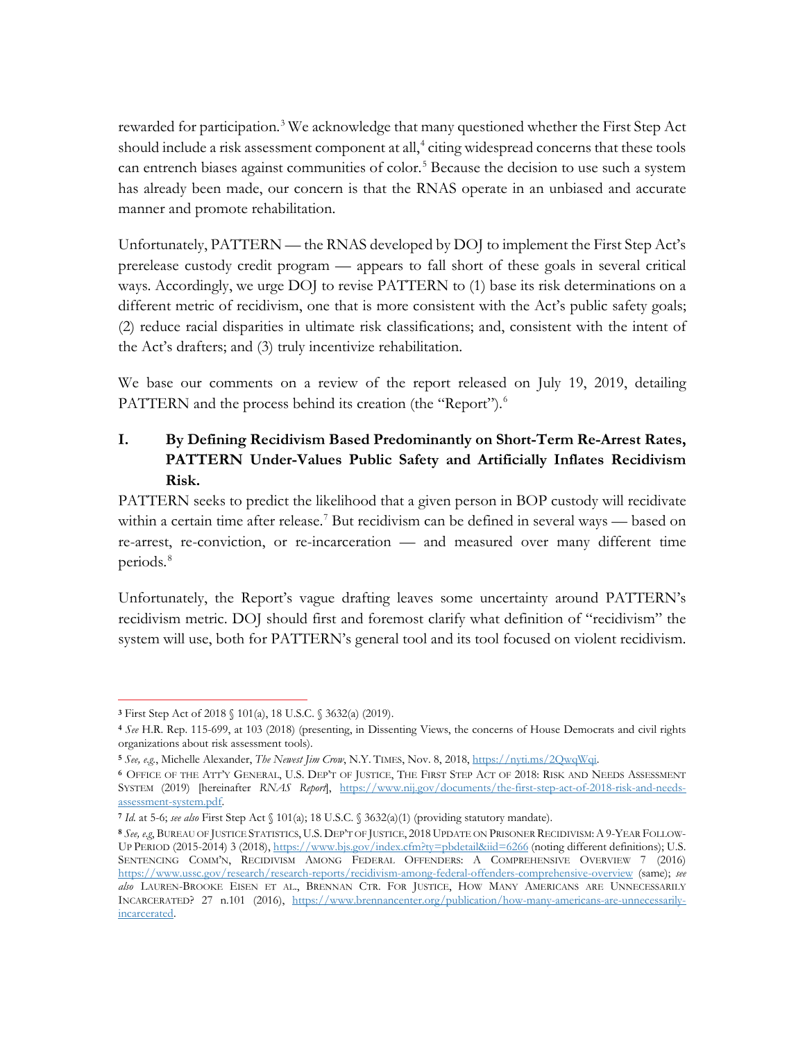rewarded for participation.[3] We acknowledge that many questioned whether the First Step Act should include a risk assessment component at all,[4] citing widespread concerns that these tools can entrench biases against communities of color.[5] Because the decision to use such a system has already been made, our concern is that the RNAS operate in an unbiased and accurate manner and promote rehabilitation.

Unfortunately, PATTERN — the RNAS developed by DOJ to implement the First Step Act's prerelease custody credit program — appears to fall short of these goals in several critical ways. Accordingly, we urge DOJ to revise PATTERN to (1) base its risk determinations on a different metric of recidivism, one that is more consistent with the Act's public safety goals; (2) reduce racial disparities in ultimate risk classifications; and, consistent with the intent of the Act's drafters; and (3) truly incentivize rehabilitation.

We base our comments on a review of the report released on July 19, 2019, detailing PATTERN and the process behind its creation (the "Report").[6]

## I. By Defining Recidivism Based Predominantly on Short-Term Re-Arrest Rates, PATTERN Under-Values Public Safety and Artificially Inflates Recidivism Risk.

PATTERN seeks to predict the likelihood that a given person in BOP custody will recidivate within a certain time after release.[7] But recidivism can be defined in several ways — based on re-arrest, re-conviction, or re-incarceration — and measured over many different time periods.[8]

Unfortunately, the Report's vague drafting leaves some uncertainty around PATTERN's recidivism metric. DOJ should first and foremost clarify what definition of "recidivism" the system will use, both for PATTERN's general tool and its tool focused on violent recidivism.

---

[3] First Step Act of 2018 § 101(a), 18 U.S.C. § 3632(a) (2019).

[4] *See* H.R. Rep. 115-699, at 103 (2018) (presenting, in Dissenting Views, the concerns of House Democrats and civil rights organizations about risk assessment tools).

[5] *See, e.g.*, Michelle Alexander, *The Newest Jim Crow*, N.Y. TIMES, Nov. 8, 2018, https://nyti.ms/2QwqWqi.

[6] OFFICE OF THE ATT'Y GENERAL, U.S. DEP'T OF JUSTICE, THE FIRST STEP ACT OF 2018: RISK AND NEEDS ASSESSMENT SYSTEM (2019) [hereinafter *RNAS Report*], https://www.nij.gov/documents/the-first-step-act-of-2018-risk-and-needs-assessment-system.pdf.

[7] *Id.* at 5-6; *see also* First Step Act § 101(a); 18 U.S.C. § 3632(a)(1) (providing statutory mandate).

[8] *See, e.g*, BUREAU OF JUSTICE STATISTICS, U.S. DEP'T OF JUSTICE, 2018 UPDATE ON PRISONER RECIDIVISM: A 9-YEAR FOLLOW-UP PERIOD (2015-2014) 3 (2018), https://www.bjs.gov/index.cfm?ty=pbdetail&iid=6266 (noting different definitions); U.S. SENTENCING COMM'N, RECIDIVISM AMONG FEDERAL OFFENDERS: A COMPREHENSIVE OVERVIEW 7 (2016) https://www.ussc.gov/research/research-reports/recidivism-among-federal-offenders-comprehensive-overview (same); *see also* LAUREN-BROOKE EISEN ET AL., BRENNAN CTR. FOR JUSTICE, HOW MANY AMERICANS ARE UNNECESSARILY INCARCERATED? 27 n.101 (2016), https://www.brennancenter.org/publication/how-many-americans-are-unnecessarily-incarcerated.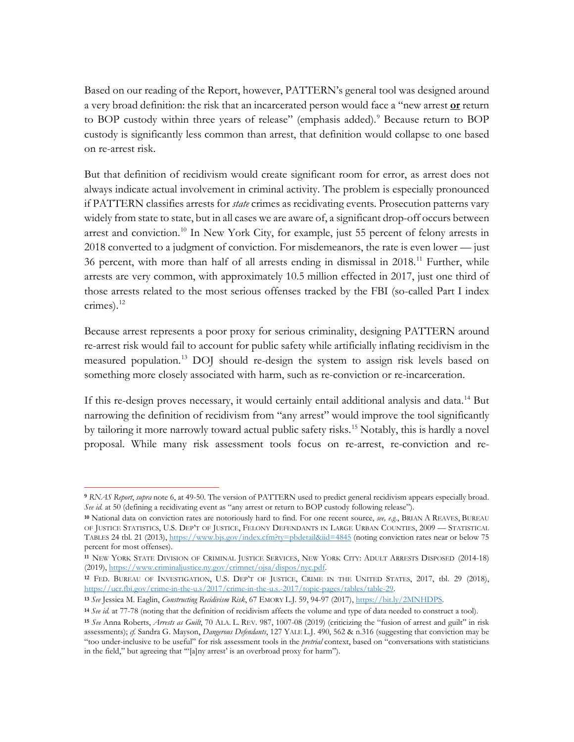Based on our reading of the Report, however, PATTERN's general tool was designed around a very broad definition: the risk that an incarcerated person would face a "new arrest **or** return to BOP custody within three years of release" (emphasis added).[9] Because return to BOP custody is significantly less common than arrest, that definition would collapse to one based on re-arrest risk.

But that definition of recidivism would create significant room for error, as arrest does not always indicate actual involvement in criminal activity. The problem is especially pronounced if PATTERN classifies arrests for *state* crimes as recidivating events. Prosecution patterns vary widely from state to state, but in all cases we are aware of, a significant drop-off occurs between arrest and conviction.[10] In New York City, for example, just 55 percent of felony arrests in 2018 converted to a judgment of conviction. For misdemeanors, the rate is even lower — just 36 percent, with more than half of all arrests ending in dismissal in 2018.[11] Further, while arrests are very common, with approximately 10.5 million effected in 2017, just one third of those arrests related to the most serious offenses tracked by the FBI (so-called Part I index crimes).[12]

Because arrest represents a poor proxy for serious criminality, designing PATTERN around re-arrest risk would fail to account for public safety while artificially inflating recidivism in the measured population.[13] DOJ should re-design the system to assign risk levels based on something more closely associated with harm, such as re-conviction or re-incarceration.

If this re-design proves necessary, it would certainly entail additional analysis and data.[14] But narrowing the definition of recidivism from "any arrest" would improve the tool significantly by tailoring it more narrowly toward actual public safety risks.[15] Notably, this is hardly a novel proposal. While many risk assessment tools focus on re-arrest, re-conviction and re-

---

[9] *RNAS Report*, *supra* note 6, at 49-50. The version of PATTERN used to predict general recidivism appears especially broad. *See id.* at 50 (defining a recidivating event as "any arrest or return to BOP custody following release").

[10] National data on conviction rates are notoriously hard to find. For one recent source, *see, e.g.*, BRIAN A REAVES, BUREAU OF JUSTICE STATISTICS, U.S. DEP'T OF JUSTICE, FELONY DEFENDANTS IN LARGE URBAN COUNTIES, 2009 — STATISTICAL TABLES 24 tbl. 21 (2013), https://www.bjs.gov/index.cfm?ty=pbdetail&iid=4845 (noting conviction rates near or below 75 percent for most offenses).

[11] NEW YORK STATE DIVISION OF CRIMINAL JUSTICE SERVICES, NEW YORK CITY: ADULT ARRESTS DISPOSED (2014-18) (2019), https://www.criminaljustice.ny.gov/crimnet/ojsa/dispos/nyc.pdf.

[12] FED. BUREAU OF INVESTIGATION, U.S. DEP'T OF JUSTICE, CRIME IN THE UNITED STATES, 2017, tbl. 29 (2018), https://ucr.fbi.gov/crime-in-the-u.s/2017/crime-in-the-u.s.-2017/topic-pages/tables/table-29.

[13] *See* Jessica M. Eaglin, *Constructing Recidivism Risk*, 67 EMORY L.J. 59, 94-97 (2017), https://bit.ly/2MNHDPS.

[14] *See id.* at 77-78 (noting that the definition of recidivism affects the volume and type of data needed to construct a tool).

[15] *See* Anna Roberts, *Arrests as Guilt*, 70 ALA. L. REV. 987, 1007-08 (2019) (criticizing the "fusion of arrest and guilt" in risk assessments); *cf.* Sandra G. Mayson, *Dangerous Defendants*, 127 YALE L.J. 490, 562 & n.316 (suggesting that conviction may be "too under-inclusive to be useful" for risk assessment tools in the *pretrial* context, based on "conversations with statisticians in the field," but agreeing that "'[a]ny arrest' is an overbroad proxy for harm").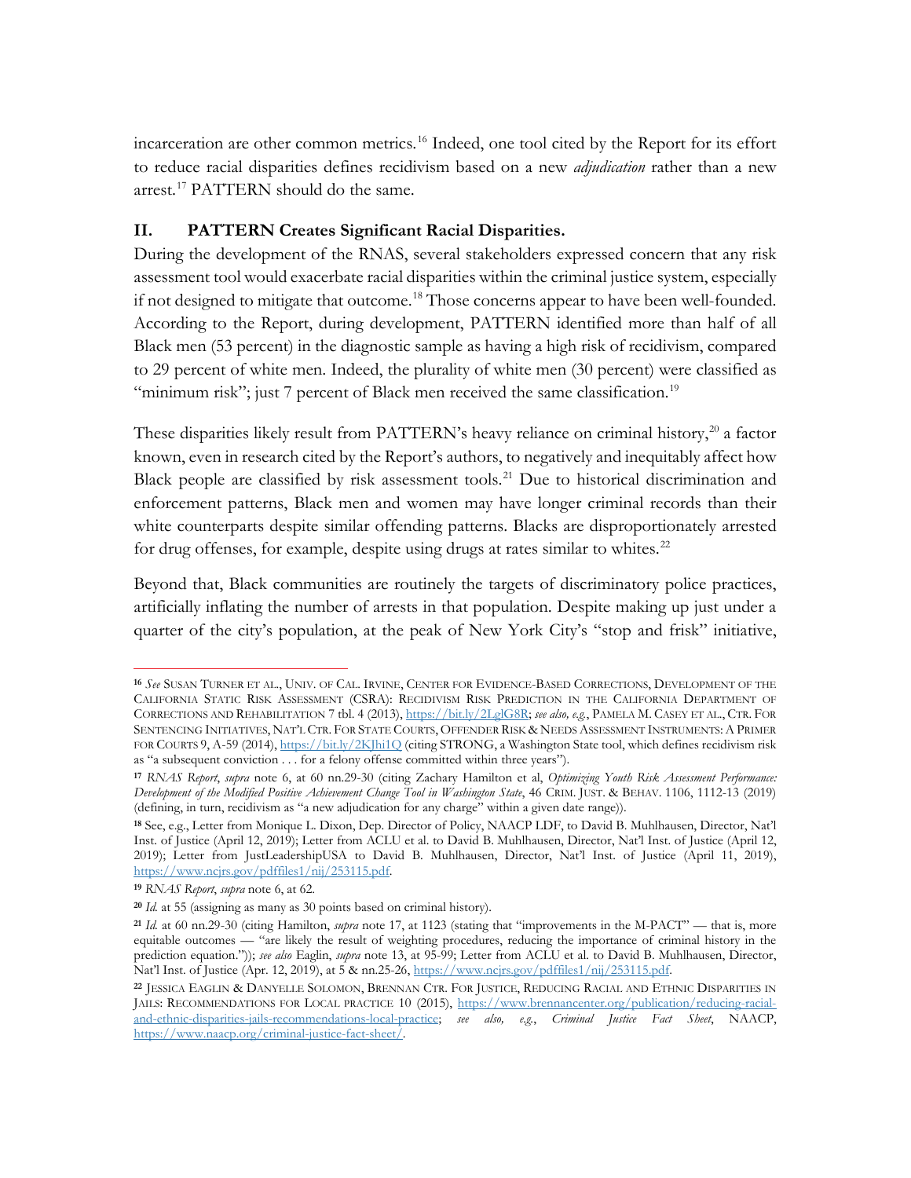incarceration are other common metrics.[16] Indeed, one tool cited by the Report for its effort to reduce racial disparities defines recidivism based on a new *adjudication* rather than a new arrest.[17] PATTERN should do the same.

## II. PATTERN Creates Significant Racial Disparities.

During the development of the RNAS, several stakeholders expressed concern that any risk assessment tool would exacerbate racial disparities within the criminal justice system, especially if not designed to mitigate that outcome.[18] Those concerns appear to have been well-founded. According to the Report, during development, PATTERN identified more than half of all Black men (53 percent) in the diagnostic sample as having a high risk of recidivism, compared to 29 percent of white men. Indeed, the plurality of white men (30 percent) were classified as "minimum risk"; just 7 percent of Black men received the same classification.[19]

These disparities likely result from PATTERN's heavy reliance on criminal history,[20] a factor known, even in research cited by the Report's authors, to negatively and inequitably affect how Black people are classified by risk assessment tools.[21] Due to historical discrimination and enforcement patterns, Black men and women may have longer criminal records than their white counterparts despite similar offending patterns. Blacks are disproportionately arrested for drug offenses, for example, despite using drugs at rates similar to whites.[22]

Beyond that, Black communities are routinely the targets of discriminatory police practices, artificially inflating the number of arrests in that population. Despite making up just under a quarter of the city's population, at the peak of New York City's "stop and frisk" initiative,

---

[16] *See* SUSAN TURNER ET AL., UNIV. OF CAL. IRVINE, CENTER FOR EVIDENCE-BASED CORRECTIONS, DEVELOPMENT OF THE CALIFORNIA STATIC RISK ASSESSMENT (CSRA): RECIDIVISM RISK PREDICTION IN THE CALIFORNIA DEPARTMENT OF CORRECTIONS AND REHABILITATION 7 tbl. 4 (2013), https://bit.ly/2LglG8R; *see also, e.g.*, PAMELA M. CASEY ET AL., CTR. FOR SENTENCING INITIATIVES, NAT'L CTR. FOR STATE COURTS, OFFENDER RISK & NEEDS ASSESSMENT INSTRUMENTS: A PRIMER FOR COURTS 9, A-59 (2014), https://bit.ly/2KJhi1Q (citing STRONG, a Washington State tool, which defines recidivism risk as "a subsequent conviction . . . for a felony offense committed within three years").

[17] *RNAS Report*, *supra* note 6, at 60 nn.29-30 (citing Zachary Hamilton et al, *Optimizing Youth Risk Assessment Performance: Development of the Modified Positive Achievement Change Tool in Washington State*, 46 CRIM. JUST. & BEHAV. 1106, 1112-13 (2019) (defining, in turn, recidivism as "a new adjudication for any charge" within a given date range)).

[18] See, e.g., Letter from Monique L. Dixon, Dep. Director of Policy, NAACP LDF, to David B. Muhlhausen, Director, Nat'l Inst. of Justice (April 12, 2019); Letter from ACLU et al. to David B. Muhlhausen, Director, Nat'l Inst. of Justice (April 12, 2019); Letter from JustLeadershipUSA to David B. Muhlhausen, Director, Nat'l Inst. of Justice (April 11, 2019), https://www.ncjrs.gov/pdffiles1/nij/253115.pdf.

[19] *RNAS Report*, *supra* note 6, at 62.

[20] *Id.* at 55 (assigning as many as 30 points based on criminal history).

[21] *Id.* at 60 nn.29-30 (citing Hamilton, *supra* note 17, at 1123 (stating that "improvements in the M-PACT" — that is, more equitable outcomes — "are likely the result of weighting procedures, reducing the importance of criminal history in the prediction equation.")); *see also* Eaglin, *supra* note 13, at 95-99; Letter from ACLU et al. to David B. Muhlhausen, Director, Nat'l Inst. of Justice (Apr. 12, 2019), at 5 & nn.25-26, https://www.ncjrs.gov/pdffiles1/nij/253115.pdf.

[22] JESSICA EAGLIN & DANYELLE SOLOMON, BRENNAN CTR. FOR JUSTICE, REDUCING RACIAL AND ETHNIC DISPARITIES IN JAILS: RECOMMENDATIONS FOR LOCAL PRACTICE 10 (2015), https://www.brennancenter.org/publication/reducing-racial-and-ethnic-disparities-jails-recommendations-local-practice; *see also, e.g.*, *Criminal Justice Fact Sheet*, NAACP, https://www.naacp.org/criminal-justice-fact-sheet/.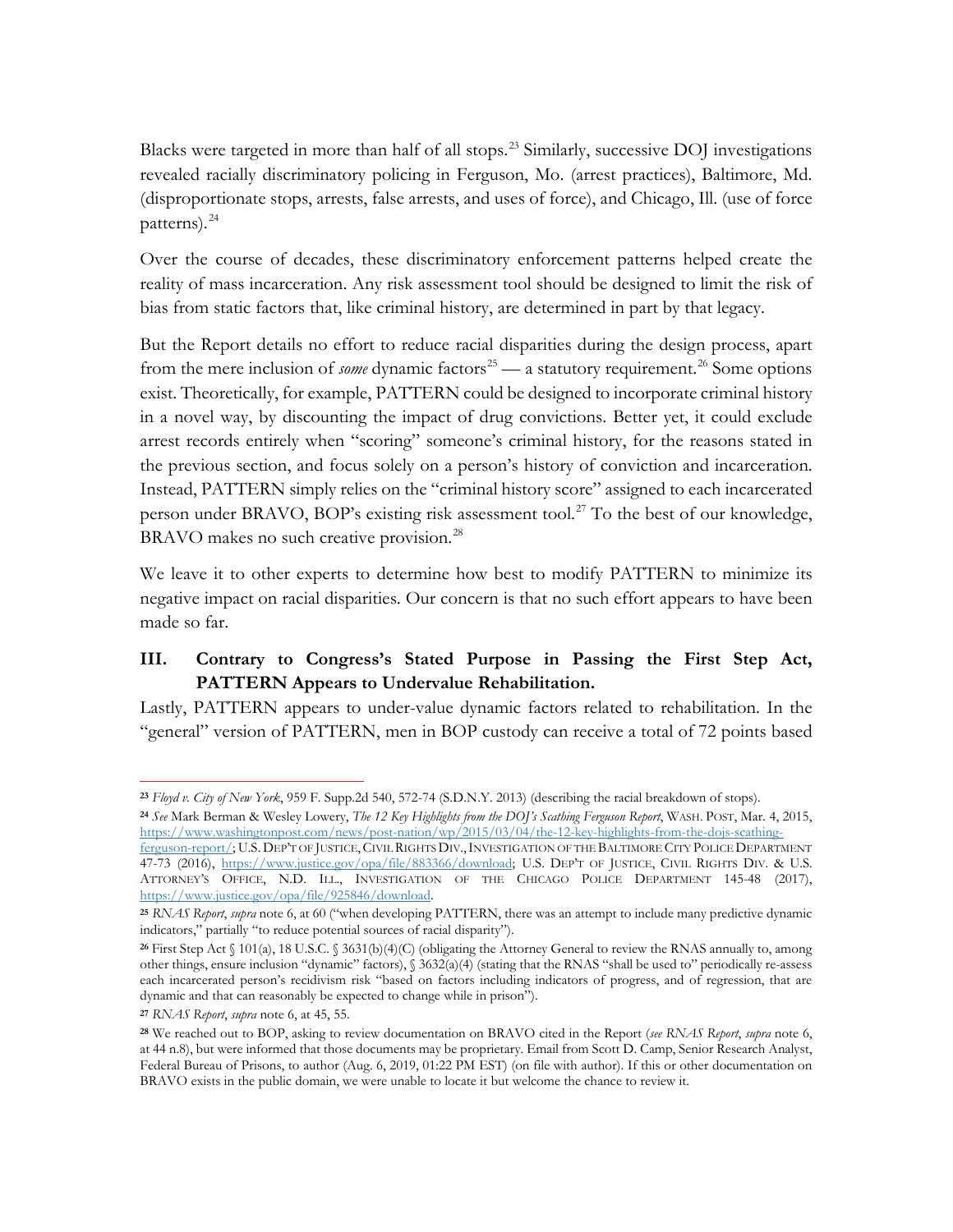Blacks were targeted in more than half of all stops.[23] Similarly, successive DOJ investigations revealed racially discriminatory policing in Ferguson, Mo. (arrest practices), Baltimore, Md. (disproportionate stops, arrests, false arrests, and uses of force), and Chicago, Ill. (use of force patterns).[24]

Over the course of decades, these discriminatory enforcement patterns helped create the reality of mass incarceration. Any risk assessment tool should be designed to limit the risk of bias from static factors that, like criminal history, are determined in part by that legacy.

But the Report details no effort to reduce racial disparities during the design process, apart from the mere inclusion of *some* dynamic factors[25] — a statutory requirement.[26] Some options exist. Theoretically, for example, PATTERN could be designed to incorporate criminal history in a novel way, by discounting the impact of drug convictions. Better yet, it could exclude arrest records entirely when "scoring" someone's criminal history, for the reasons stated in the previous section, and focus solely on a person's history of conviction and incarceration. Instead, PATTERN simply relies on the "criminal history score" assigned to each incarcerated person under BRAVO, BOP's existing risk assessment tool.[27] To the best of our knowledge, BRAVO makes no such creative provision.[28]

We leave it to other experts to determine how best to modify PATTERN to minimize its negative impact on racial disparities. Our concern is that no such effort appears to have been made so far.

## III. Contrary to Congress's Stated Purpose in Passing the First Step Act, PATTERN Appears to Undervalue Rehabilitation.

Lastly, PATTERN appears to under-value dynamic factors related to rehabilitation. In the "general" version of PATTERN, men in BOP custody can receive a total of 72 points based

---

[23] *Floyd v. City of New York*, 959 F. Supp.2d 540, 572-74 (S.D.N.Y. 2013) (describing the racial breakdown of stops).

[24] *See* Mark Berman & Wesley Lowery, *The 12 Key Highlights from the DOJ's Scathing Ferguson Report*, WASH. POST, Mar. 4, 2015, https://www.washingtonpost.com/news/post-nation/wp/2015/03/04/the-12-key-highlights-from-the-dojs-scathing-ferguson-report/; U.S. DEP'T OF JUSTICE, CIVIL RIGHTS DIV., INVESTIGATION OF THE BALTIMORE CITY POLICE DEPARTMENT 47-73 (2016), https://www.justice.gov/opa/file/883366/download; U.S. DEP'T OF JUSTICE, CIVIL RIGHTS DIV. & U.S. ATTORNEY'S OFFICE, N.D. ILL., INVESTIGATION OF THE CHICAGO POLICE DEPARTMENT 145-48 (2017), https://www.justice.gov/opa/file/925846/download.

[25] *RNAS Report*, *supra* note 6, at 60 ("when developing PATTERN, there was an attempt to include many predictive dynamic indicators," partially "to reduce potential sources of racial disparity").

[26] First Step Act § 101(a), 18 U.S.C. § 3631(b)(4)(C) (obligating the Attorney General to review the RNAS annually to, among other things, ensure inclusion "dynamic" factors), § 3632(a)(4) (stating that the RNAS "shall be used to" periodically re-assess each incarcerated person's recidivism risk "based on factors including indicators of progress, and of regression, that are dynamic and that can reasonably be expected to change while in prison").

[27] *RNAS Report*, *supra* note 6, at 45, 55.

[28] We reached out to BOP, asking to review documentation on BRAVO cited in the Report (*see RNAS Report*, *supra* note 6, at 44 n.8), but were informed that those documents may be proprietary. Email from Scott D. Camp, Senior Research Analyst, Federal Bureau of Prisons, to author (Aug. 6, 2019, 01:22 PM EST) (on file with author). If this or other documentation on BRAVO exists in the public domain, we were unable to locate it but welcome the chance to review it.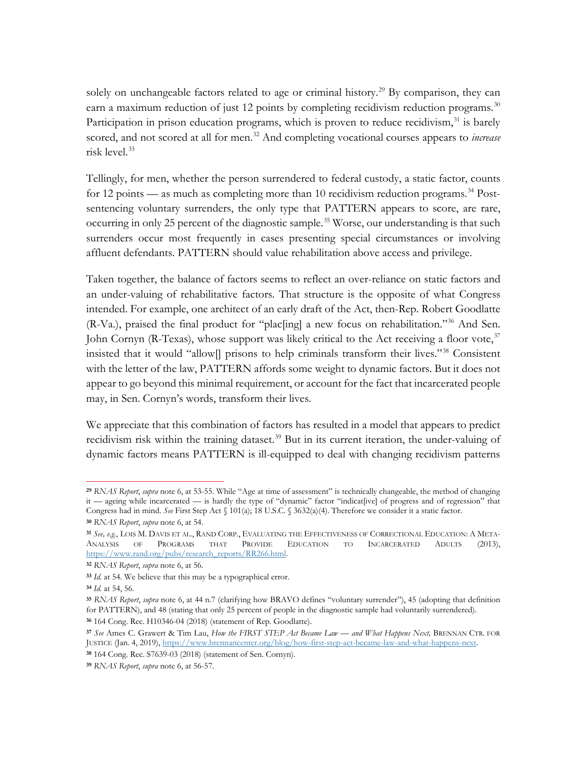solely on unchangeable factors related to age or criminal history.[29] By comparison, they can earn a maximum reduction of just 12 points by completing recidivism reduction programs.[30] Participation in prison education programs, which is proven to reduce recidivism,[31] is barely scored, and not scored at all for men.[32] And completing vocational courses appears to *increase* risk level.[33]

Tellingly, for men, whether the person surrendered to federal custody, a static factor, counts for 12 points — as much as completing more than 10 recidivism reduction programs.[34] Post-sentencing voluntary surrenders, the only type that PATTERN appears to score, are rare, occurring in only 25 percent of the diagnostic sample.[35] Worse, our understanding is that such surrenders occur most frequently in cases presenting special circumstances or involving affluent defendants. PATTERN should value rehabilitation above access and privilege.

Taken together, the balance of factors seems to reflect an over-reliance on static factors and an under-valuing of rehabilitative factors. That structure is the opposite of what Congress intended. For example, one architect of an early draft of the Act, then-Rep. Robert Goodlatte (R-Va.), praised the final product for "plac[ing] a new focus on rehabilitation."[36] And Sen. John Cornyn (R-Texas), whose support was likely critical to the Act receiving a floor vote,[37] insisted that it would "allow[] prisons to help criminals transform their lives."[38] Consistent with the letter of the law, PATTERN affords some weight to dynamic factors. But it does not appear to go beyond this minimal requirement, or account for the fact that incarcerated people may, in Sen. Cornyn's words, transform their lives.

We appreciate that this combination of factors has resulted in a model that appears to predict recidivism risk within the training dataset.[39] But in its current iteration, the under-valuing of dynamic factors means PATTERN is ill-equipped to deal with changing recidivism patterns

---

[29] *RNAS Report*, *supra* note 6, at 53-55. While "Age at time of assessment" is technically changeable, the method of changing it — ageing while incarcerated — is hardly the type of "dynamic" factor "indicat[ive] of progress and of regression" that Congress had in mind. *See* First Step Act § 101(a); 18 U.S.C. § 3632(a)(4). Therefore we consider it a static factor.

[30] *RNAS Report*, *supra* note 6, at 54.

[31] *See, e.g.*, LOIS M. DAVIS ET AL., RAND CORP., EVALUATING THE EFFECTIVENESS OF CORRECTIONAL EDUCATION: A META-ANALYSIS OF PROGRAMS THAT PROVIDE EDUCATION TO INCARCERATED ADULTS (2013), https://www.rand.org/pubs/research_reports/RR266.html.

[32] *RNAS Report*, *supra* note 6, at 56.

[33] *Id.* at 54. We believe that this may be a typographical error.

[34] *Id.* at 54, 56.

[35] *RNAS Report*, *supra* note 6, at 44 n.7 (clarifying how BRAVO defines "voluntary surrender"), 45 (adopting that definition for PATTERN), and 48 (stating that only 25 percent of people in the diagnostic sample had voluntarily surrendered).

[36] 164 Cong. Rec. H10346-04 (2018) (statement of Rep. Goodlatte).

[37] *See* Ames C. Grawert & Tim Lau, *How the FIRST STEP Act Became Law — and What Happens Next,* BRENNAN CTR. FOR JUSTICE (Jan. 4, 2019), https://www.brennancenter.org/blog/how-first-step-act-became-law-and-what-happens-next.

[38] 164 Cong. Rec. S7639-03 (2018) (statement of Sen. Cornyn).

[39] *RNAS Report*, *supra* note 6, at 56-57.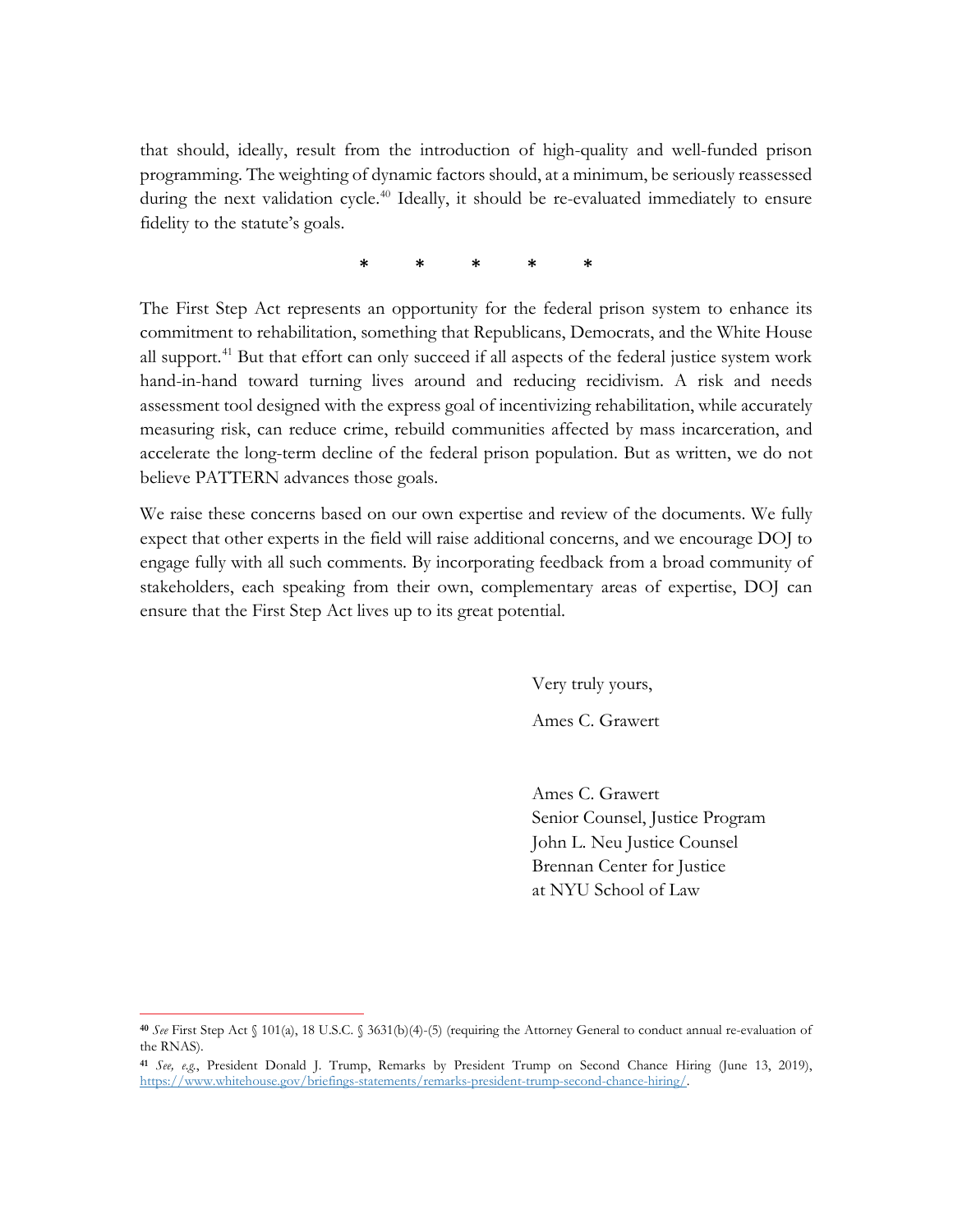that should, ideally, result from the introduction of high-quality and well-funded prison programming. The weighting of dynamic factors should, at a minimum, be seriously reassessed during the next validation cycle.[40] Ideally, it should be re-evaluated immediately to ensure fidelity to the statute's goals.

\*     \*     \*     \*     \*

The First Step Act represents an opportunity for the federal prison system to enhance its commitment to rehabilitation, something that Republicans, Democrats, and the White House all support.[41] But that effort can only succeed if all aspects of the federal justice system work hand-in-hand toward turning lives around and reducing recidivism. A risk and needs assessment tool designed with the express goal of incentivizing rehabilitation, while accurately measuring risk, can reduce crime, rebuild communities affected by mass incarceration, and accelerate the long-term decline of the federal prison population. But as written, we do not believe PATTERN advances those goals.

We raise these concerns based on our own expertise and review of the documents. We fully expect that other experts in the field will raise additional concerns, and we encourage DOJ to engage fully with all such comments. By incorporating feedback from a broad community of stakeholders, each speaking from their own, complementary areas of expertise, DOJ can ensure that the First Step Act lives up to its great potential.

Very truly yours,

Ames C. Grawert

Ames C. Grawert
Senior Counsel, Justice Program
John L. Neu Justice Counsel
Brennan Center for Justice
at NYU School of Law

---

[40] *See* First Step Act § 101(a), 18 U.S.C. § 3631(b)(4)-(5) (requiring the Attorney General to conduct annual re-evaluation of the RNAS).

[41] *See, e.g.*, President Donald J. Trump, Remarks by President Trump on Second Chance Hiring (June 13, 2019), https://www.whitehouse.gov/briefings-statements/remarks-president-trump-second-chance-hiring/.